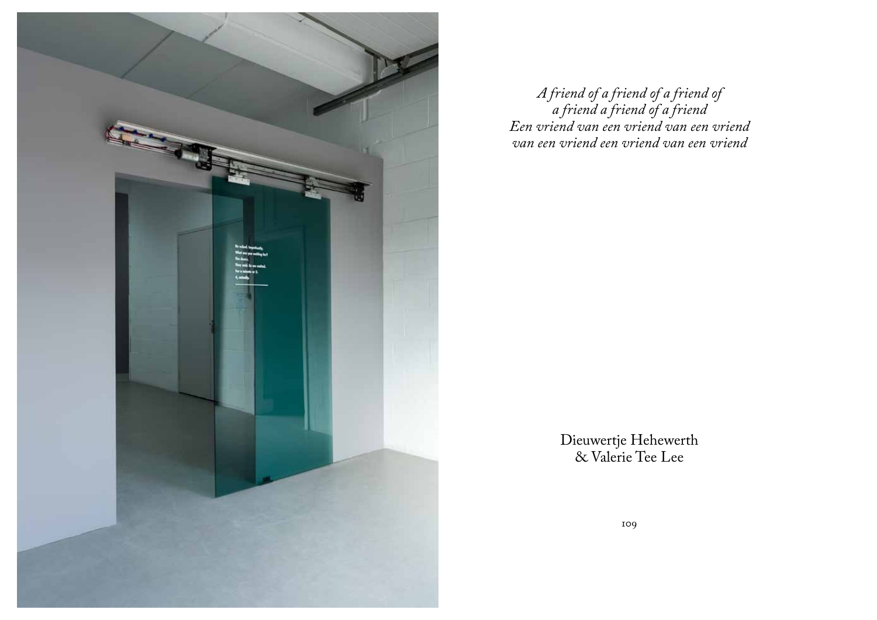*A friend of a friend of a friend of*
*a friend a friend of a friend*
*Een vriend van een vriend van een vriend*
*van een vriend een vriend van een vriend*

Dieuwertje Hehewerth
& Valerie Tee Lee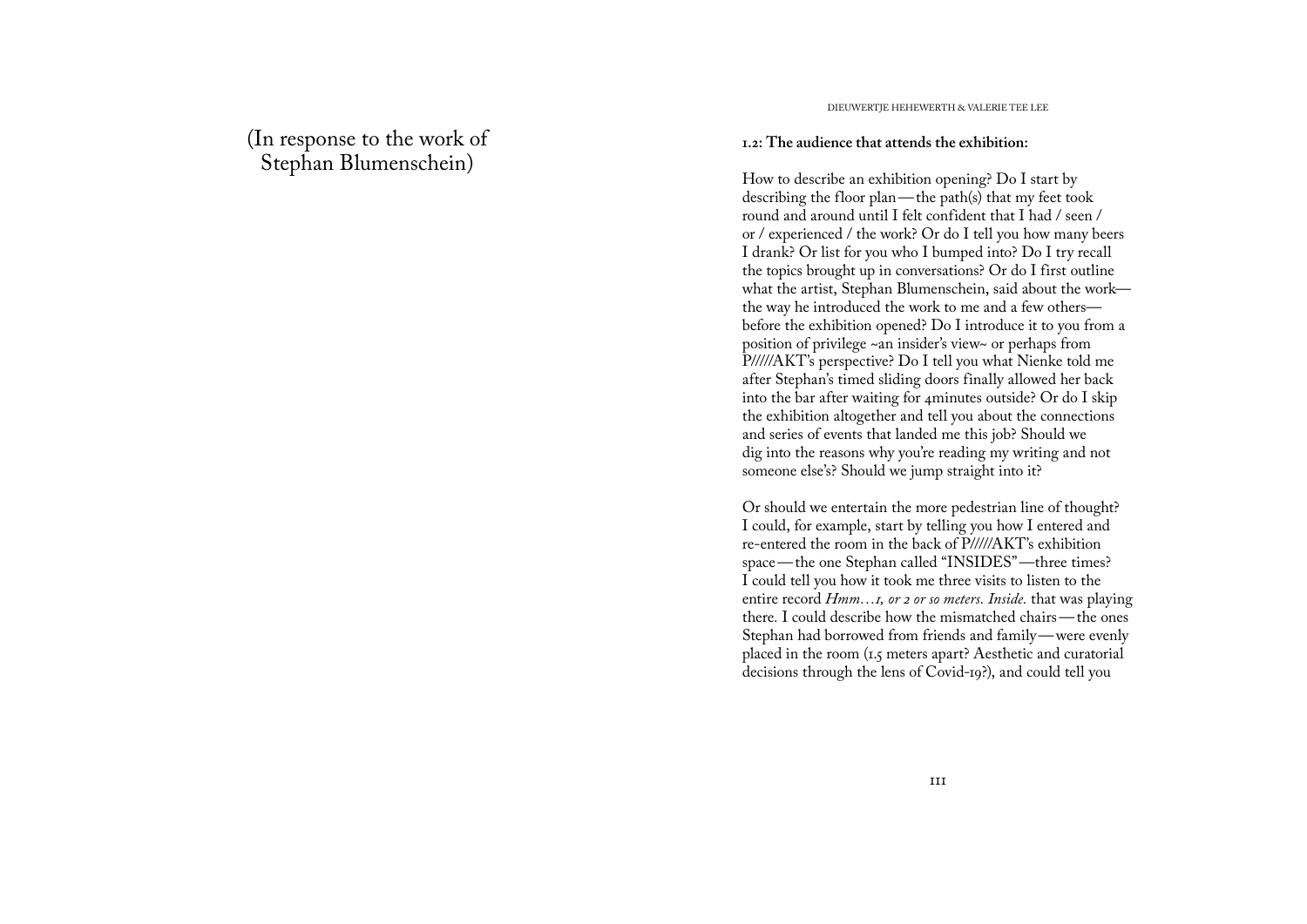(In response to the work of Stephan Blumenschein)

**1.2: The audience that attends the exhibition:**

How to describe an exhibition opening? Do I start by describing the floor plan—the path(s) that my feet took round and around until I felt confident that I had / seen / or / experienced / the work? Or do I tell you how many beers I drank? Or list for you who I bumped into? Do I try recall the topics brought up in conversations? Or do I first outline what the artist, Stephan Blumenschein, said about the work—the way he introduced the work to me and a few others—before the exhibition opened? Do I introduce it to you from a position of privilege ~an insider's view~ or perhaps from P/////AKT's perspective? Do I tell you what Nienke told me after Stephan's timed sliding doors finally allowed her back into the bar after waiting for 4minutes outside? Or do I skip the exhibition altogether and tell you about the connections and series of events that landed me this job? Should we dig into the reasons why you're reading my writing and not someone else's? Should we jump straight into it?

Or should we entertain the more pedestrian line of thought? I could, for example, start by telling you how I entered and re-entered the room in the back of P/////AKT's exhibition space—the one Stephan called "INSIDES"—three times? I could tell you how it took me three visits to listen to the entire record *Hmm…1, or 2 or so meters. Inside.* that was playing there. I could describe how the mismatched chairs—the ones Stephan had borrowed from friends and family—were evenly placed in the room (1.5 meters apart? Aesthetic and curatorial decisions through the lens of Covid-19?), and could tell you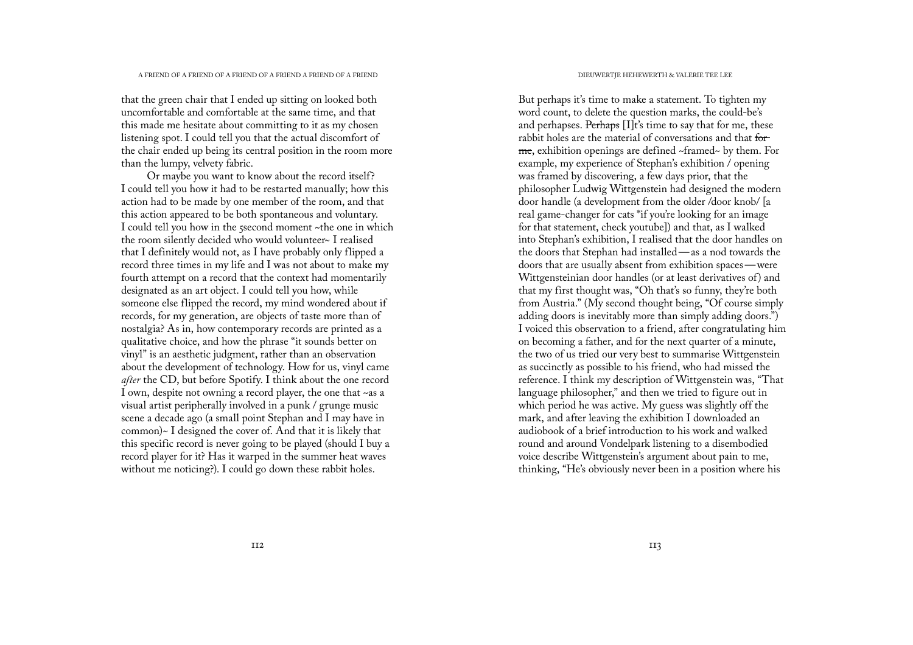that the green chair that I ended up sitting on looked both uncomfortable and comfortable at the same time, and that this made me hesitate about committing to it as my chosen listening spot. I could tell you that the actual discomfort of the chair ended up being its central position in the room more than the lumpy, velvety fabric.

Or maybe you want to know about the record itself? I could tell you how it had to be restarted manually; how this action had to be made by one member of the room, and that this action appeared to be both spontaneous and voluntary. I could tell you how in the 5second moment ~the one in which the room silently decided who would volunteer~ I realised that I definitely would not, as I have probably only flipped a record three times in my life and I was not about to make my fourth attempt on a record that the context had momentarily designated as an art object. I could tell you how, while someone else flipped the record, my mind wondered about if records, for my generation, are objects of taste more than of nostalgia? As in, how contemporary records are printed as a qualitative choice, and how the phrase "it sounds better on vinyl" is an aesthetic judgment, rather than an observation about the development of technology. How for us, vinyl came *after* the CD, but before Spotify. I think about the one record I own, despite not owning a record player, the one that ~as a visual artist peripherally involved in a punk / grunge music scene a decade ago (a small point Stephan and I may have in common)~ I designed the cover of. And that it is likely that this specific record is never going to be played (should I buy a record player for it? Has it warped in the summer heat waves without me noticing?). I could go down these rabbit holes.

But perhaps it's time to make a statement. To tighten my word count, to delete the question marks, the could-be's and perhapses. ~~Perhaps~~ [I]t's time to say that for me, these rabbit holes are the material of conversations and that ~~for me~~, exhibition openings are defined ~framed~ by them. For example, my experience of Stephan's exhibition / opening was framed by discovering, a few days prior, that the philosopher Ludwig Wittgenstein had designed the modern door handle (a development from the older /door knob/ [a real game-changer for cats *if you're looking for an image for that statement, check youtube]) and that, as I walked into Stephan's exhibition, I realised that the door handles on the doors that Stephan had installed — as a nod towards the doors that are usually absent from exhibition spaces — were Wittgensteinian door handles (or at least derivatives of) and that my first thought was, "Oh that's so funny, they're both from Austria." (My second thought being, "Of course simply adding doors is inevitably more than simply adding doors.") I voiced this observation to a friend, after congratulating him on becoming a father, and for the next quarter of a minute, the two of us tried our very best to summarise Wittgenstein as succinctly as possible to his friend, who had missed the reference. I think my description of Wittgenstein was, "That language philosopher," and then we tried to figure out in which period he was active. My guess was slightly off the mark, and after leaving the exhibition I downloaded an audiobook of a brief introduction to his work and walked round and around Vondelpark listening to a disembodied voice describe Wittgenstein's argument about pain to me, thinking, "He's obviously never been in a position where his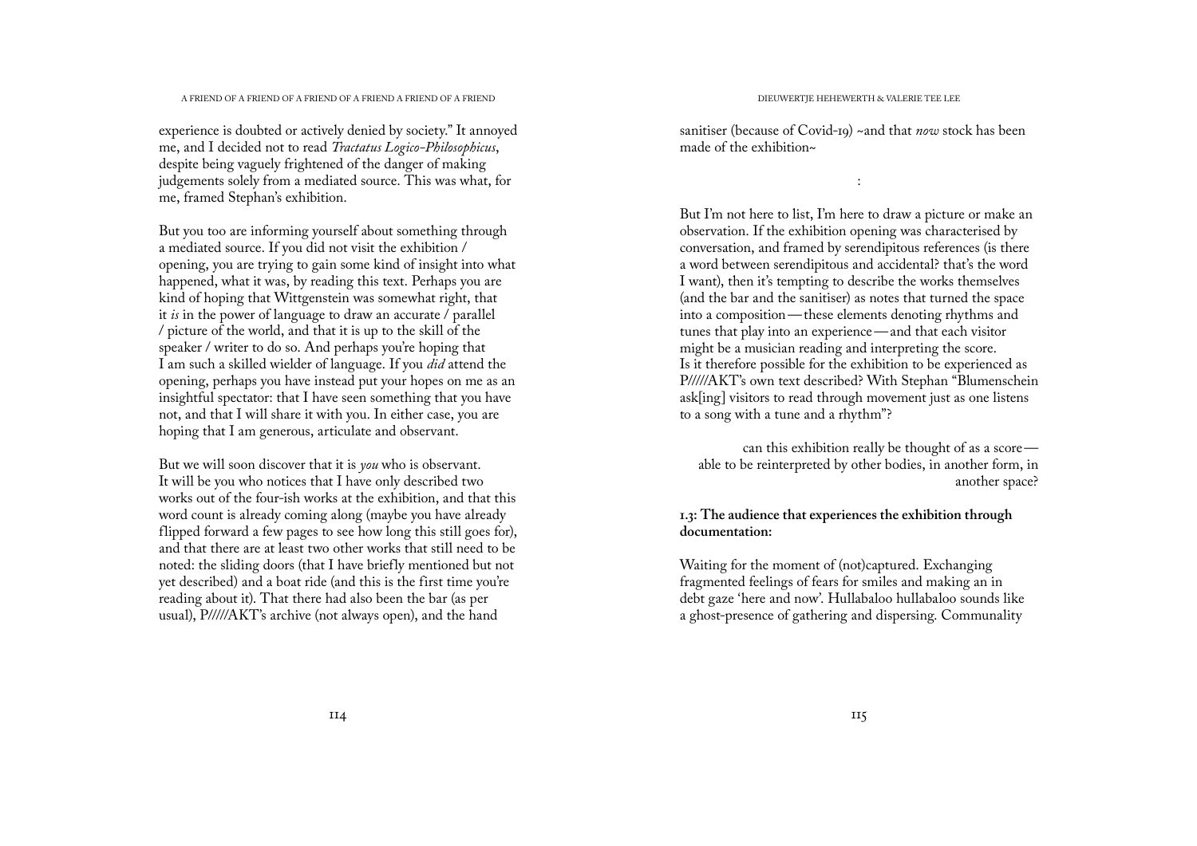experience is doubted or actively denied by society." It annoyed me, and I decided not to read *Tractatus Logico-Philosophicus*, despite being vaguely frightened of the danger of making judgements solely from a mediated source. This was what, for me, framed Stephan's exhibition.

But you too are informing yourself about something through a mediated source. If you did not visit the exhibition / opening, you are trying to gain some kind of insight into what happened, what it was, by reading this text. Perhaps you are kind of hoping that Wittgenstein was somewhat right, that it *is* in the power of language to draw an accurate / parallel / picture of the world, and that it is up to the skill of the speaker / writer to do so. And perhaps you're hoping that I am such a skilled wielder of language. If you *did* attend the opening, perhaps you have instead put your hopes on me as an insightful spectator: that I have seen something that you have not, and that I will share it with you. In either case, you are hoping that I am generous, articulate and observant.

But we will soon discover that it is *you* who is observant. It will be you who notices that I have only described two works out of the four-ish works at the exhibition, and that this word count is already coming along (maybe you have already flipped forward a few pages to see how long this still goes for), and that there are at least two other works that still need to be noted: the sliding doors (that I have briefly mentioned but not yet described) and a boat ride (and this is the first time you're reading about it). That there had also been the bar (as per usual), P/////AKT's archive (not always open), and the hand sanitiser (because of Covid-19) ~and that *now* stock has been made of the exhibition~

:

But I'm not here to list, I'm here to draw a picture or make an observation. If the exhibition opening was characterised by conversation, and framed by serendipitous references (is there a word between serendipitous and accidental? that's the word I want), then it's tempting to describe the works themselves (and the bar and the sanitiser) as notes that turned the space into a composition — these elements denoting rhythms and tunes that play into an experience — and that each visitor might be a musician reading and interpreting the score. Is it therefore possible for the exhibition to be experienced as P/////AKT's own text described? With Stephan "Blumenschein ask[ing] visitors to read through movement just as one listens to a song with a tune and a rhythm"?

can this exhibition really be thought of as a score — able to be reinterpreted by other bodies, in another form, in another space?

**1.3: The audience that experiences the exhibition through documentation:**

Waiting for the moment of (not)captured. Exchanging fragmented feelings of fears for smiles and making an in debt gaze 'here and now'. Hullabaloo hullabaloo sounds like a ghost-presence of gathering and dispersing. Communality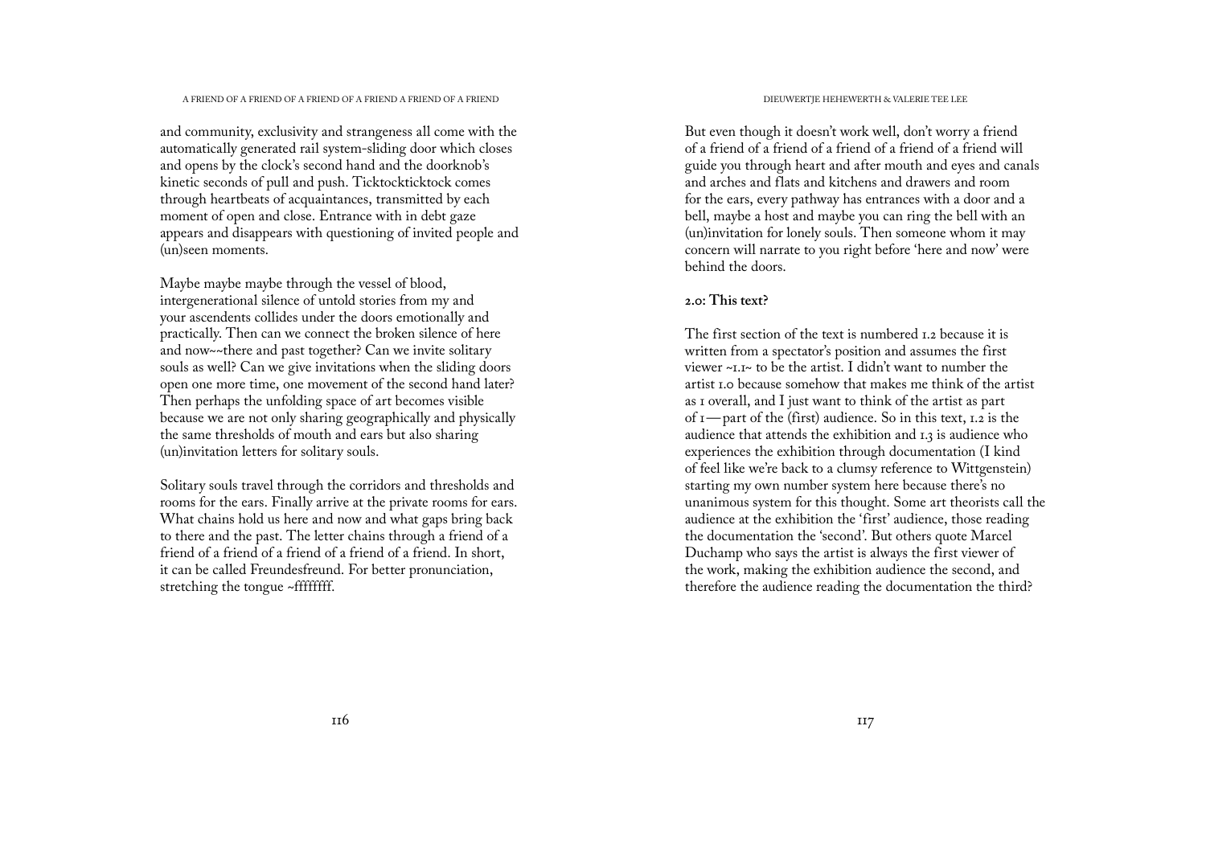and community, exclusivity and strangeness all come with the automatically generated rail system-sliding door which closes and opens by the clock's second hand and the doorknob's kinetic seconds of pull and push. Ticktockticktock comes through heartbeats of acquaintances, transmitted by each moment of open and close. Entrance with in debt gaze appears and disappears with questioning of invited people and (un)seen moments.

Maybe maybe maybe through the vessel of blood, intergenerational silence of untold stories from my and your ascendents collides under the doors emotionally and practically. Then can we connect the broken silence of here and now~~there and past together? Can we invite solitary souls as well? Can we give invitations when the sliding doors open one more time, one movement of the second hand later? Then perhaps the unfolding space of art becomes visible because we are not only sharing geographically and physically the same thresholds of mouth and ears but also sharing (un)invitation letters for solitary souls.

Solitary souls travel through the corridors and thresholds and rooms for the ears. Finally arrive at the private rooms for ears. What chains hold us here and now and what gaps bring back to there and the past. The letter chains through a friend of a friend of a friend of a friend of a friend of a friend. In short, it can be called Freundesfreund. For better pronunciation, stretching the tongue ~ffffffff.

But even though it doesn't work well, don't worry a friend of a friend of a friend of a friend of a friend of a friend will guide you through heart and after mouth and eyes and canals and arches and flats and kitchens and drawers and room for the ears, every pathway has entrances with a door and a bell, maybe a host and maybe you can ring the bell with an (un)invitation for lonely souls. Then someone whom it may concern will narrate to you right before 'here and now' were behind the doors.

**2.0: This text?**

The first section of the text is numbered 1.2 because it is written from a spectator's position and assumes the first viewer ~1.1~ to be the artist. I didn't want to number the artist 1.0 because somehow that makes me think of the artist as 1 overall, and I just want to think of the artist as part of 1—part of the (first) audience. So in this text, 1.2 is the audience that attends the exhibition and 1.3 is audience who experiences the exhibition through documentation (I kind of feel like we're back to a clumsy reference to Wittgenstein) starting my own number system here because there's no unanimous system for this thought. Some art theorists call the audience at the exhibition the 'first' audience, those reading the documentation the 'second'. But others quote Marcel Duchamp who says the artist is always the first viewer of the work, making the exhibition audience the second, and therefore the audience reading the documentation the third?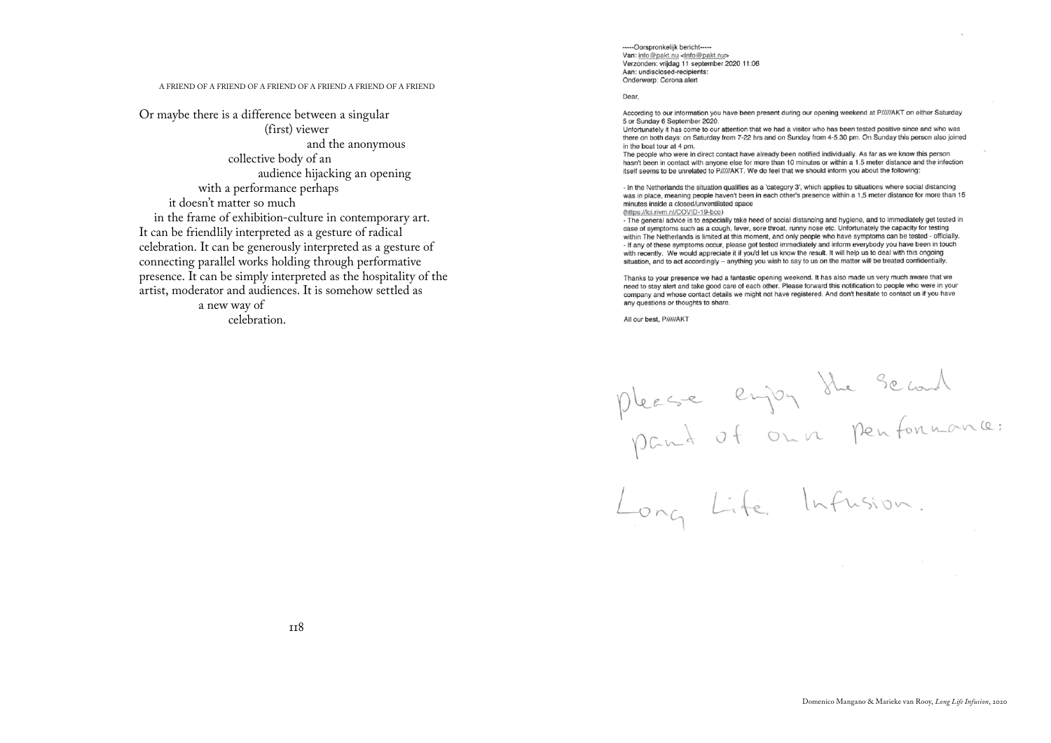A FRIEND OF A FRIEND OF A FRIEND OF A FRIEND A FRIEND OF A FRIEND

Or maybe there is a difference between a singular
(first) viewer
and the anonymous
collective body of an
audience hijacking an opening
with a performance perhaps
it doesn't matter so much
in the frame of exhibition-culture in contemporary art.
It can be friendlily interpreted as a gesture of radical celebration. It can be generously interpreted as a gesture of connecting parallel works holding through performative presence. It can be simply interpreted as the hospitality of the artist, moderator and audiences. It is somehow settled as
a new way of
celebration.

-----Oorspronkelijk bericht-----
Van: info@pakt.nu <info@pakt.nu>
Verzonden: vrijdag 11 september 2020 11:06
Aan: undisclosed-recipients:
Onderwerp: Corona alert

Dear,

According to our information you have been present during our opening weekend at P/////AKT on either Saturday 5 or Sunday 6 September 2020.
Unfortunately it has come to our attention that we had a visitor who has been tested positive since and who was there on both days: on Saturday from 7-22 hrs and on Sunday from 4-5.30 pm. On Sunday this person also joined in the boat tour at 4 pm.
The people who were in direct contact have already been notified individually. As far as we know this person hasn't been in contact with anyone else for more than 10 minutes or within a 1.5 meter distance and the infection itself seems to be unrelated to P/////AKT. We do feel that we should inform you about the following:

- In the Netherlands the situation qualifies as a 'category 3', which applies to situations where social distancing was in place, meaning people haven't been in each other's presence within a 1,5 meter distance for more than 15 minutes inside a closed/unventilated space
(https://lci.rivm.nl/COVID-19-bco)
- The general advice is to especially take heed of social distancing and hygiene, and to immediately get tested in case of symptoms such as a cough, fever, sore throat, runny nose etc. Unfortunately the capacity for testing within The Netherlands is limited at this moment, and only people who have symptoms can be tested - officially.
- If any of these symptoms occur, please get tested immediately and inform everybody you have been in touch with recently. We would appreciate it if you'd let us know the result. It will help us to deal with this ongoing situation, and to act accordingly – anything you wish to say to us on the matter will be treated confidentially.

Thanks to your presence we had a fantastic opening weekend. It has also made us very much aware that we need to stay alert and take good care of each other. Please forward this notification to people who were in your company and whose contact details we might not have registered. And don't hesitate to contact us if you have any questions or thoughts to share.

All our best, P/////AKT

please enjoy the second part of our performance:

Long Life Infusion.

Domenico Mangano & Marieke van Rooy, *Long Life Infusion*, 2020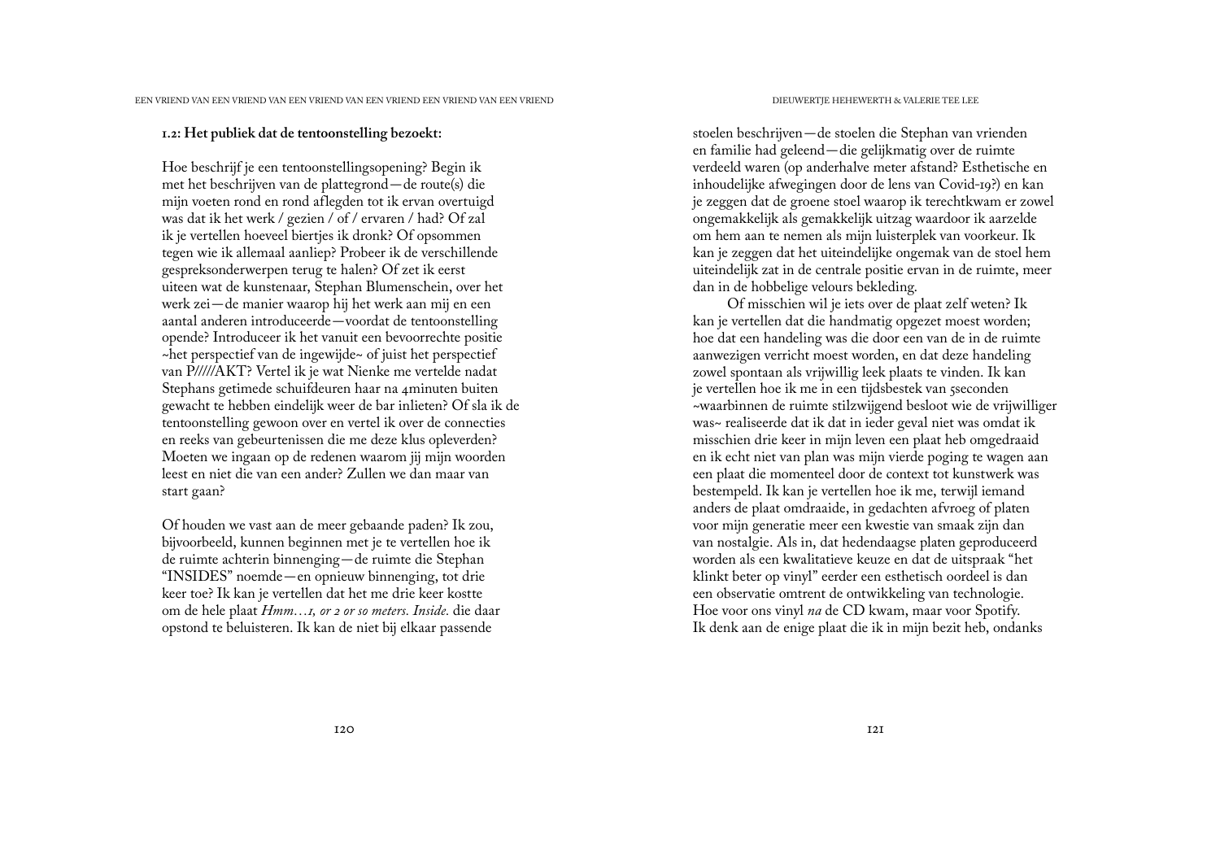**1.2: Het publiek dat de tentoonstelling bezoekt:**

Hoe beschrijf je een tentoonstellingsopening? Begin ik met het beschrijven van de plattegrond—de route(s) die mijn voeten rond en rond aflegden tot ik ervan overtuigd was dat ik het werk / gezien / of / ervaren / had? Of zal ik je vertellen hoeveel biertjes ik dronk? Of opsommen tegen wie ik allemaal aanliep? Probeer ik de verschillende gespreksonderwerpen terug te halen? Of zet ik eerst uiteen wat de kunstenaar, Stephan Blumenschein, over het werk zei—de manier waarop hij het werk aan mij en een aantal anderen introduceerde—voordat de tentoonstelling opende? Introduceer ik het vanuit een bevoorrechte positie ~het perspectief van de ingewijde~ of juist het perspectief van P/////AKT? Vertel ik je wat Nienke me vertelde nadat Stephans getimede schuifdeuren haar na 4minuten buiten gewacht te hebben eindelijk weer de bar inlieten? Of sla ik de tentoonstelling gewoon over en vertel ik over de connecties en reeks van gebeurtenissen die me deze klus opleverden? Moeten we ingaan op de redenen waarom jij mijn woorden leest en niet die van een ander? Zullen we dan maar van start gaan?

Of houden we vast aan de meer gebaande paden? Ik zou, bijvoorbeeld, kunnen beginnen met je te vertellen hoe ik de ruimte achterin binnenging—de ruimte die Stephan "INSIDES" noemde—en opnieuw binnenging, tot drie keer toe? Ik kan je vertellen dat het me drie keer kostte om de hele plaat *Hmm…1, or 2 or so meters. Inside.* die daar opstond te beluisteren. Ik kan de niet bij elkaar passende stoelen beschrijven—de stoelen die Stephan van vrienden en familie had geleend—die gelijkmatig over de ruimte verdeeld waren (op anderhalve meter afstand? Esthetische en inhoudelijke afwegingen door de lens van Covid-19?) en kan je zeggen dat de groene stoel waarop ik terechtkwam er zowel ongemakkelijk als gemakkelijk uitzag waardoor ik aarzelde om hem aan te nemen als mijn luisterplek van voorkeur. Ik kan je zeggen dat het uiteindelijke ongemak van de stoel hem uiteindelijk zat in de centrale positie ervan in de ruimte, meer dan in de hobbelige velours bekleding.

Of misschien wil je iets over de plaat zelf weten? Ik kan je vertellen dat die handmatig opgezet moest worden; hoe dat een handeling was die door een van de in de ruimte aanwezigen verricht moest worden, en dat deze handeling zowel spontaan als vrijwillig leek plaats te vinden. Ik kan je vertellen hoe ik me in een tijdsbestek van 5seconden ~waarbinnen de ruimte stilzwijgend besloot wie de vrijwilliger was~ realiseerde dat ik dat in ieder geval niet was omdat ik misschien drie keer in mijn leven een plaat heb omgedraaid en ik echt niet van plan was mijn vierde poging te wagen aan een plaat die momenteel door de context tot kunstwerk was bestempeld. Ik kan je vertellen hoe ik me, terwijl iemand anders de plaat omdraaide, in gedachten afvroeg of platen voor mijn generatie meer een kwestie van smaak zijn dan van nostalgie. Als in, dat hedendaagse platen geproduceerd worden als een kwalitatieve keuze en dat de uitspraak "het klinkt beter op vinyl" eerder een esthetisch oordeel is dan een observatie omtrent de ontwikkeling van technologie. Hoe voor ons vinyl *na* de CD kwam, maar voor Spotify. Ik denk aan de enige plaat die ik in mijn bezit heb, ondanks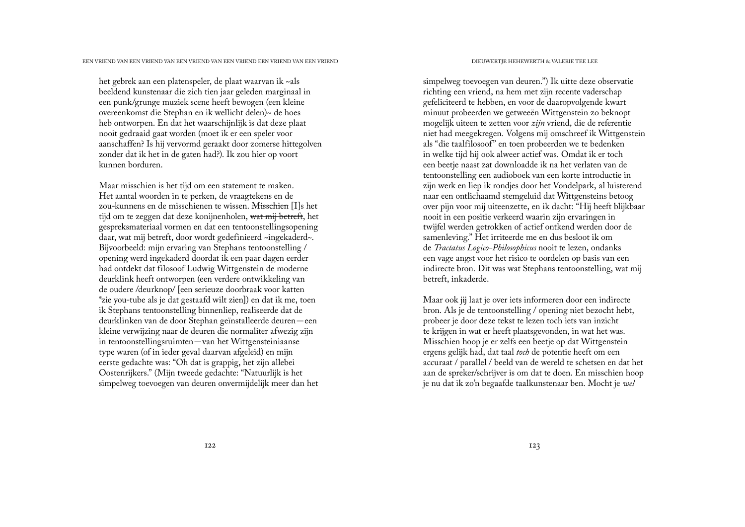het gebrek aan een platenspeler, de plaat waarvan ik ~als beeldend kunstenaar die zich tien jaar geleden marginaal in een punk/grunge muziek scene heeft bewogen (een kleine overeenkomst die Stephan en ik wellicht delen)~ de hoes heb ontworpen. En dat het waarschijnlijk is dat deze plaat nooit gedraaid gaat worden (moet ik er een speler voor aanschaffen? Is hij vervormd geraakt door zomerse hittegolven zonder dat ik het in de gaten had?). Ik zou hier op voort kunnen borduren.

Maar misschien is het tijd om een statement te maken. Het aantal woorden in te perken, de vraagtekens en de zou-kunnens en de misschienen te wissen. ~~Misschien~~ [I]s het tijd om te zeggen dat deze konijnenholen, ~~wat mij betreft~~, het gespreksmateriaal vormen en dat een tentoonstellingsopening daar, wat mij betreft, door wordt gedefinieerd ~ingekaderd~. Bijvoorbeeld: mijn ervaring van Stephans tentoonstelling / opening werd ingekaderd doordat ik een paar dagen eerder had ontdekt dat filosoof Ludwig Wittgenstein de moderne deurklink heeft ontworpen (een verdere ontwikkeling van de oudere /deurknop/ [een serieuze doorbraak voor katten *zie you-tube als je dat gestaafd wilt zien]) en dat ik me, toen ik Stephans tentoonstelling binnenliep, realiseerde dat de deurklinken van de door Stephan geïnstalleerde deuren—een kleine verwijzing naar de deuren die normaliter afwezig zijn in tentoonstellingsruimten—van het Wittgensteiniaanse type waren (of in ieder geval daarvan afgeleid) en mijn eerste gedachte was: "Oh dat is grappig, het zijn allebei Oostenrijkers." (Mijn tweede gedachte: "Natuurlijk is het simpelweg toevoegen van deuren onvermijdelijk meer dan het simpelweg toevoegen van deuren.") Ik uitte deze observatie richting een vriend, na hem met zijn recente vaderschap gefeliciteerd te hebben, en voor de daaropvolgende kwart minuut probeerden we getweeën Wittgenstein zo beknopt mogelijk uiteen te zetten voor *zijn* vriend, die de referentie niet had meegekregen. Volgens mij omschreef ik Wittgenstein als "die taalfilosoof" en toen probeerden we te bedenken in welke tijd hij ook alweer actief was. Omdat ik er toch een beetje naast zat downloadde ik na het verlaten van de tentoonstelling een audioboek van een korte introductie in zijn werk en liep ik rondjes door het Vondelpark, al luisterend naar een ontlichaamd stemgeluid dat Wittgensteins betoog over pijn voor mij uiteenzette, en ik dacht: "Hij heeft blijkbaar nooit in een positie verkeerd waarin zijn ervaringen in twijfel werden getrokken of actief ontkend werden door de samenleving." Het irriteerde me en dus besloot ik om de *Tractatus Logico-Philosophicus* nooit te lezen, ondanks een vage angst voor het risico te oordelen op basis van een indirecte bron. Dit was wat Stephans tentoonstelling, wat mij betreft, inkaderde.

Maar ook jij laat je over iets informeren door een indirecte bron. Als je de tentoonstelling / opening niet bezocht hebt, probeer je door deze tekst te lezen toch iets van inzicht te krijgen in wat er heeft plaatsgevonden, in wat het was. Misschien hoop je er zelfs een beetje op dat Wittgenstein ergens gelijk had, dat taal *toch* de potentie heeft om een accuraat / parallel / beeld van de wereld te schetsen en dat het aan de spreker/schrijver is om dat te doen. En misschien hoop je nu dat ik zo'n begaafde taalkunstenaar ben. Mocht je *wel*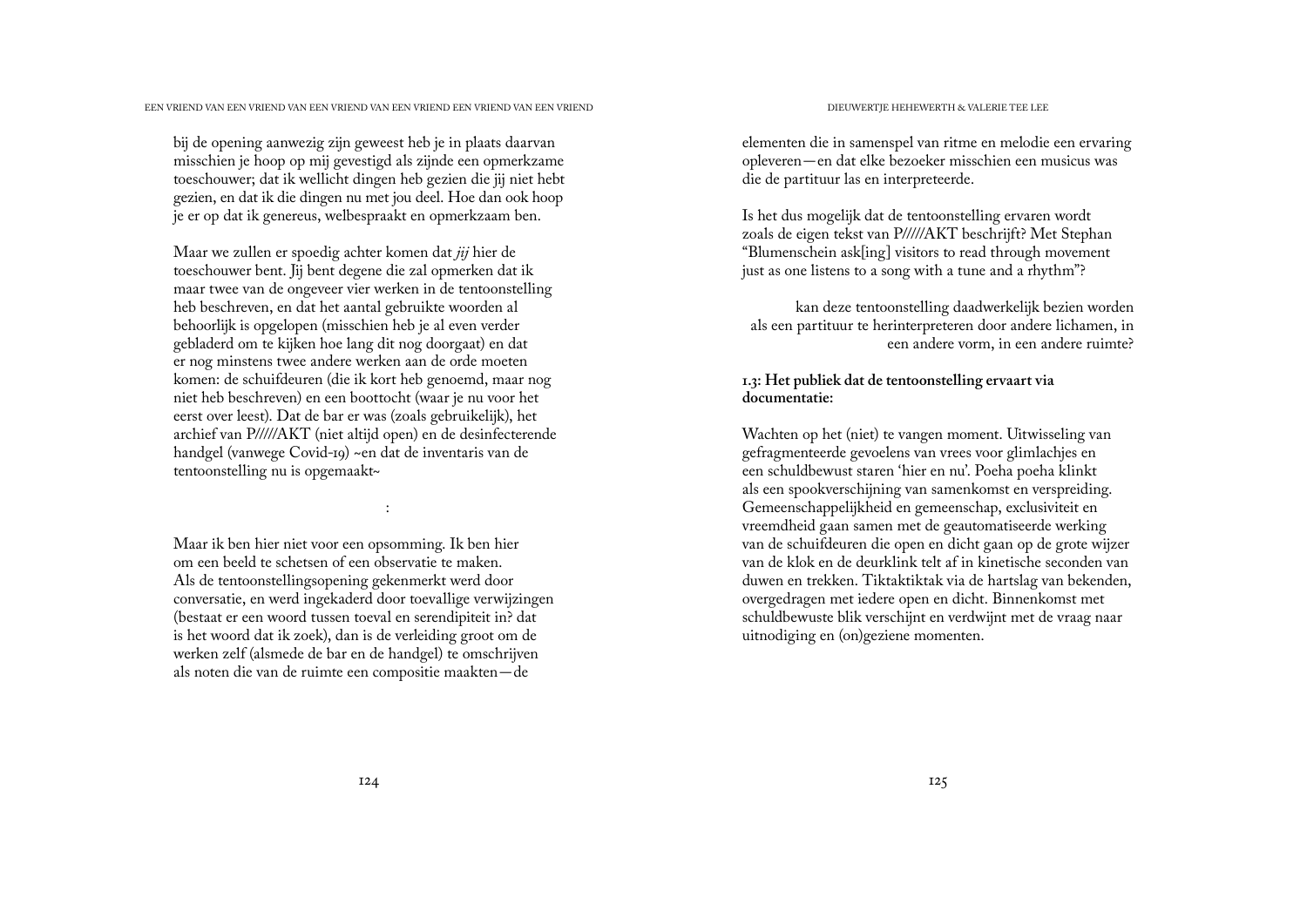bij de opening aanwezig zijn geweest heb je in plaats daarvan misschien je hoop op mij gevestigd als zijnde een opmerkzame toeschouwer; dat ik wellicht dingen heb gezien die jij niet hebt gezien, en dat ik die dingen nu met jou deel. Hoe dan ook hoop je er op dat ik genereus, welbespraakt en opmerkzaam ben.

Maar we zullen er spoedig achter komen dat *jij* hier de toeschouwer bent. Jij bent degene die zal opmerken dat ik maar twee van de ongeveer vier werken in de tentoonstelling heb beschreven, en dat het aantal gebruikte woorden al behoorlijk is opgelopen (misschien heb je al even verder gebladerd om te kijken hoe lang dit nog doorgaat) en dat er nog minstens twee andere werken aan de orde moeten komen: de schuifdeuren (die ik kort heb genoemd, maar nog niet heb beschreven) en een boottocht (waar je nu voor het eerst over leest). Dat de bar er was (zoals gebruikelijk), het archief van P/////AKT (niet altijd open) en de desinfecterende handgel (vanwege Covid-19) ~en dat de inventaris van de tentoonstelling nu is opgemaakt~

:

Maar ik ben hier niet voor een opsomming. Ik ben hier om een beeld te schetsen of een observatie te maken. Als de tentoonstellingsopening gekenmerkt werd door conversatie, en werd ingekaderd door toevallige verwijzingen (bestaat er een woord tussen toeval en serendipiteit in? dat is het woord dat ik zoek), dan is de verleiding groot om de werken zelf (alsmede de bar en de handgel) te omschrijven als noten die van de ruimte een compositie maakten—de elementen die in samenspel van ritme en melodie een ervaring opleveren—en dat elke bezoeker misschien een musicus was die de partituur las en interpreteerde.

Is het dus mogelijk dat de tentoonstelling ervaren wordt zoals de eigen tekst van P/////AKT beschrijft? Met Stephan "Blumenschein ask[ing] visitors to read through movement just as one listens to a song with a tune and a rhythm"?

kan deze tentoonstelling daadwerkelijk bezien worden als een partituur te herinterpreteren door andere lichamen, in een andere vorm, in een andere ruimte?

**1.3: Het publiek dat de tentoonstelling ervaart via documentatie:**

Wachten op het (niet) te vangen moment. Uitwisseling van gefragmenteerde gevoelens van vrees voor glimlachjes en een schuldbewust staren 'hier en nu'. Poeha poeha klinkt als een spookverschijning van samenkomst en verspreiding. Gemeenschappelijkheid en gemeenschap, exclusiviteit en vreemdheid gaan samen met de geautomatiseerde werking van de schuifdeuren die open en dicht gaan op de grote wijzer van de klok en de deurklink telt af in kinetische seconden van duwen en trekken. Tiktaktiktak via de hartslag van bekenden, overgedragen met iedere open en dicht. Binnenkomst met schuldbewuste blik verschijnt en verdwijnt met de vraag naar uitnodiging en (on)geziene momenten.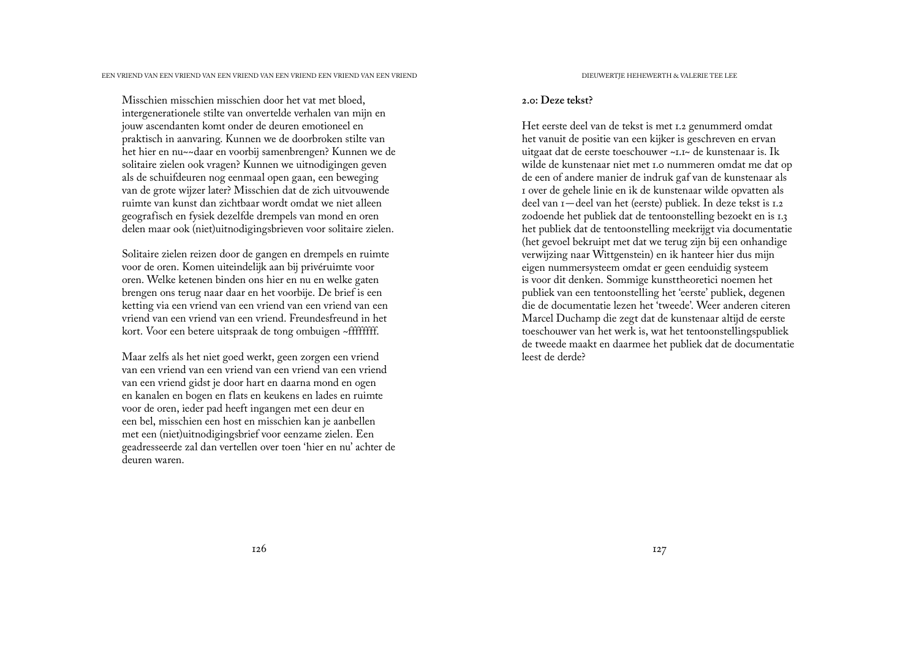Misschien misschien misschien door het vat met bloed, intergenerationele stilte van onvertelde verhalen van mijn en jouw ascendanten komt onder de deuren emotioneel en praktisch in aanvaring. Kunnen we de doorbroken stilte van het hier en nu~~daar en voorbij samenbrengen? Kunnen we de solitaire zielen ook vragen? Kunnen we uitnodigingen geven als de schuifdeuren nog eenmaal open gaan, een beweging van de grote wijzer later? Misschien dat de zich uitvouwende ruimte van kunst dan zichtbaar wordt omdat we niet alleen geografisch en fysiek dezelfde drempels van mond en oren delen maar ook (niet)uitnodigingsbrieven voor solitaire zielen.

Solitaire zielen reizen door de gangen en drempels en ruimte voor de oren. Komen uiteindelijk aan bij privéruimte voor oren. Welke ketenen binden ons hier en nu en welke gaten brengen ons terug naar daar en het voorbije. De brief is een ketting via een vriend van een vriend van een vriend van een vriend van een vriend van een vriend. Freundesfreund in het kort. Voor een betere uitspraak de tong ombuigen ~ffffffff.

Maar zelfs als het niet goed werkt, geen zorgen een vriend van een vriend van een vriend van een vriend van een vriend van een vriend gidst je door hart en daarna mond en ogen en kanalen en bogen en flats en keukens en lades en ruimte voor de oren, ieder pad heeft ingangen met een deur en een bel, misschien een host en misschien kan je aanbellen met een (niet)uitnodigingsbrief voor eenzame zielen. Een geadresseerde zal dan vertellen over toen 'hier en nu' achter de deuren waren.

**2.0: Deze tekst?**

Het eerste deel van de tekst is met 1.2 genummerd omdat het vanuit de positie van een kijker is geschreven en ervan uitgaat dat de eerste toeschouwer ~1.1~ de kunstenaar is. Ik wilde de kunstenaar niet met 1.0 nummeren omdat me dat op de een of andere manier de indruk gaf van de kunstenaar als 1 over de gehele linie en ik de kunstenaar wilde opvatten als deel van 1—deel van het (eerste) publiek. In deze tekst is 1.2 zodoende het publiek dat de tentoonstelling bezoekt en is 1.3 het publiek dat de tentoonstelling meekrijgt via documentatie (het gevoel bekruipt met dat we terug zijn bij een onhandige verwijzing naar Wittgenstein) en ik hanteer hier dus mijn eigen nummersysteem omdat er geen eenduidig systeem is voor dit denken. Sommige kunsttheoretici noemen het publiek van een tentoonstelling het 'eerste' publiek, degenen die de documentatie lezen het 'tweede'. Weer anderen citeren Marcel Duchamp die zegt dat de kunstenaar altijd de eerste toeschouwer van het werk is, wat het tentoonstellingspubliek de tweede maakt en daarmee het publiek dat de documentatie leest de derde?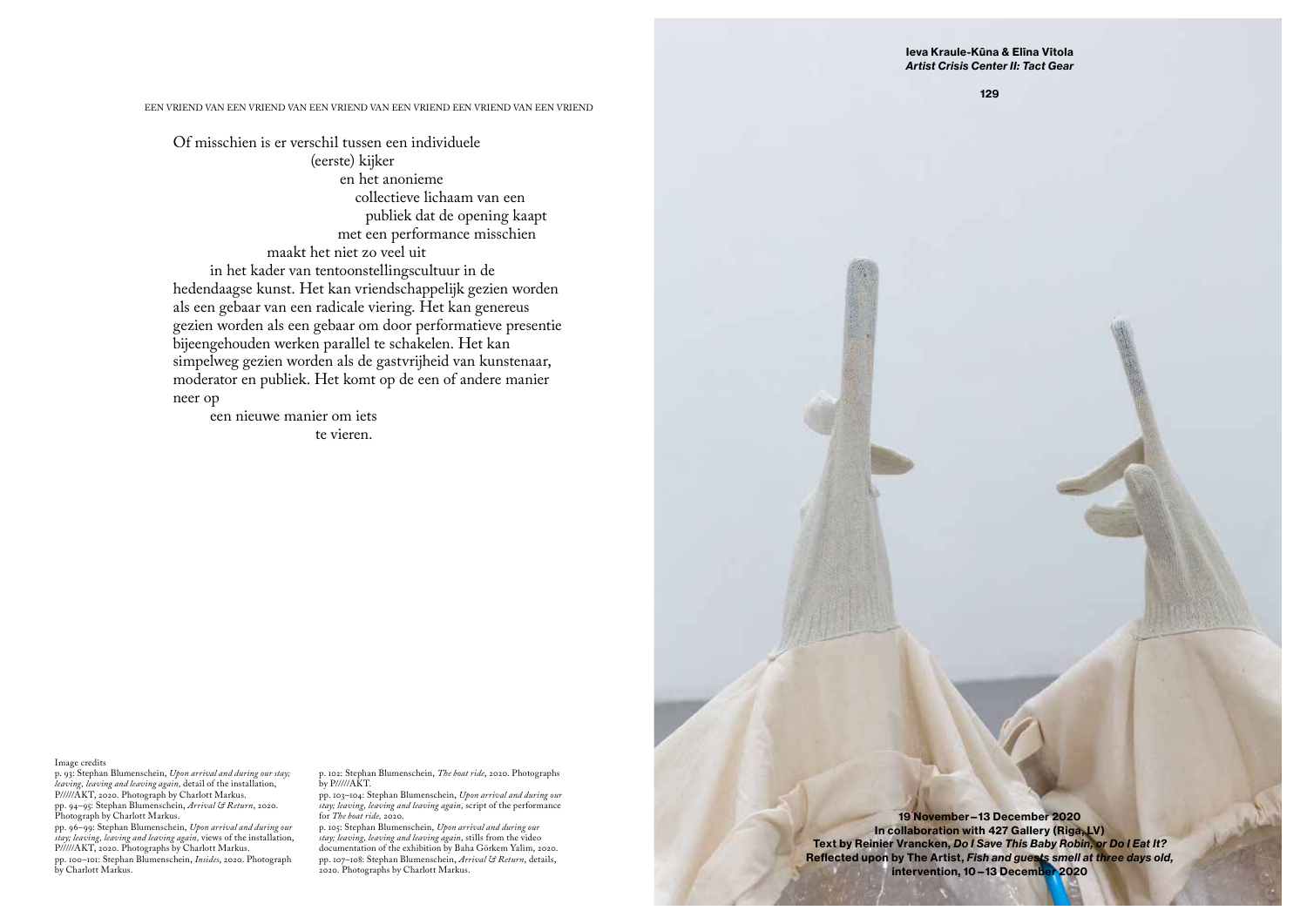EEN VRIEND VAN EEN VRIEND VAN EEN VRIEND VAN EEN VRIEND EEN VRIEND VAN EEN VRIEND

Of misschien is er verschil tussen een individuele
(eerste) kijker
en het anonieme
collectieve lichaam van een
publiek dat de opening kaapt
met een performance misschien
maakt het niet zo veel uit
in het kader van tentoonstellingscultuur in de hedendaagse kunst. Het kan vriendschappelijk gezien worden als een gebaar van een radicale viering. Het kan genereus gezien worden als een gebaar om door performatieve presentie bijeengehouden werken parallel te schakelen. Het kan simpelweg gezien worden als de gastvrijheid van kunstenaar, moderator en publiek. Het komt op de een of andere manier neer op
een nieuwe manier om iets
te vieren.

Image credits

p. 93: Stephan Blumenschein, *Upon arrival and during our stay; leaving, leaving and leaving again,* detail of the installation, P/////AKT, 2020. Photograph by Charlott Markus.
pp. 94–95: Stephan Blumenschein, *Arrival & Return*, 2020. Photograph by Charlott Markus.
pp. 96–99: Stephan Blumenschein, *Upon arrival and during our stay; leaving, leaving and leaving again*, views of the installation, P/////AKT, 2020. Photographs by Charlott Markus.
pp. 100–101: Stephan Blumenschein, *Insides*, 2020. Photograph by Charlott Markus.
p. 102: Stephan Blumenschein, *The boat ride*, 2020. Photographs by P/////AKT.
pp. 103–104: Stephan Blumenschein, *Upon arrival and during our stay; leaving, leaving and leaving again*, script of the performance for *The boat ride*, 2020.
p. 105: Stephan Blumenschein, *Upon arrival and during our stay; leaving, leaving and leaving again*, stills from the video documentation of the exhibition by Baha Görkem Yalim, 2020.
pp. 107–108: Stephan Blumenschein, *Arrival & Return*, details, 2020. Photographs by Charlott Markus.

**Ieva Kraule-Kūna & Elīna Vītola**
***Artist Crisis Center II: Tact Gear***

**19 November – 13 December 2020**
**In collaboration with 427 Gallery (Riga, LV)**
**Text by Reinier Vrancken, *Do I Save This Baby Robin, or Do I Eat It?***
**Reflected upon by The Artist, *Fish and guests smell at three days old,* intervention, 10 – 13 December 2020**